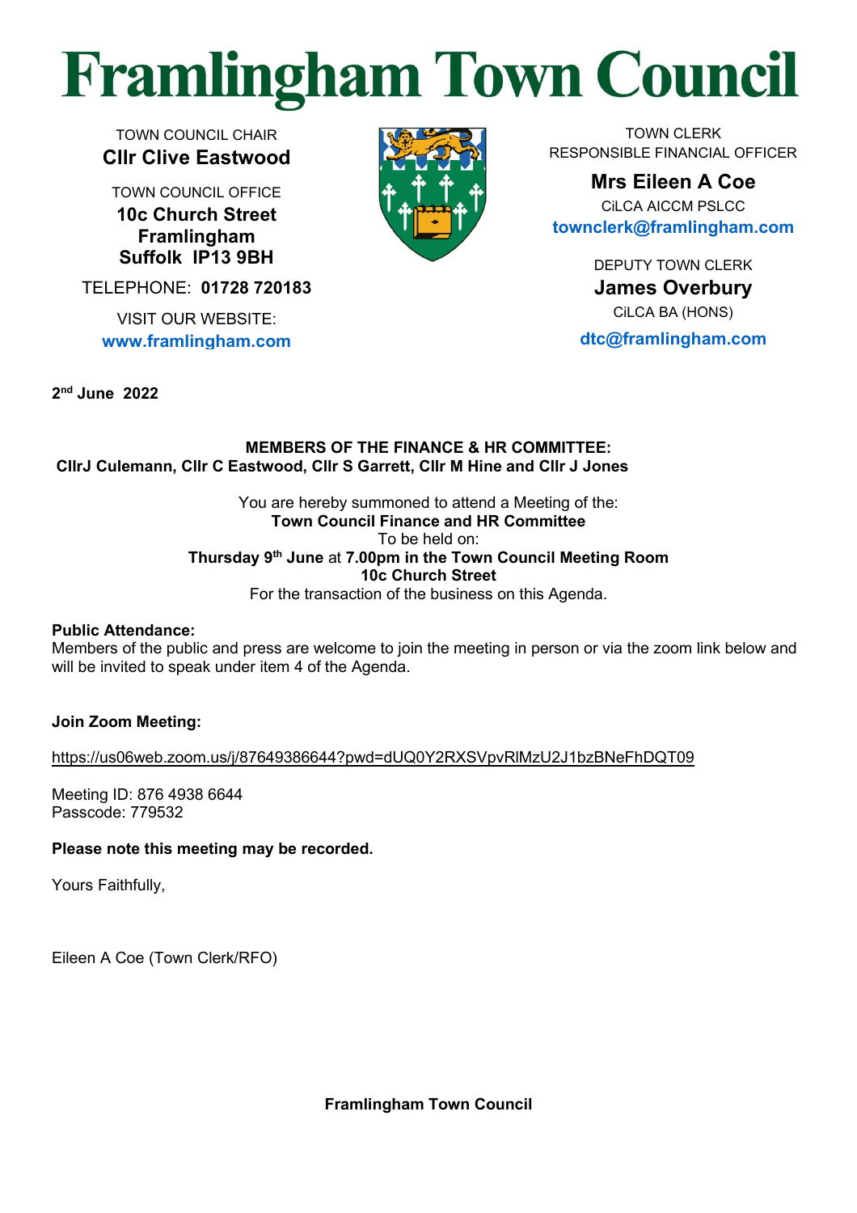# Framlingham Town Council

TOWN COUNCIL CHAIR
**Cllr Clive Eastwood**

TOWN COUNCIL OFFICE
**10c Church Street**
**Framlingham**
**Suffolk IP13 9BH**

TELEPHONE: **01728 720183**

VISIT OUR WEBSITE:
**www.framlingham.com**

TOWN CLERK
RESPONSIBLE FINANCIAL OFFICER

**Mrs Eileen A Coe**
CiLCA AICCM PSLCC
**townclerk@framlingham.com**

DEPUTY TOWN CLERK
**James Overbury**
CiLCA BA (HONS)
**dtc@framlingham.com**

**2nd June 2022**

**MEMBERS OF THE FINANCE & HR COMMITTEE:**
**CllrJ Culemann, Cllr C Eastwood, Cllr S Garrett, Cllr M Hine and Cllr J Jones**

You are hereby summoned to attend a Meeting of the:
**Town Council Finance and HR Committee**
To be held on:
**Thursday 9th June** at **7.00pm in the Town Council Meeting Room**
**10c Church Street**
For the transaction of the business on this Agenda.

**Public Attendance:**
Members of the public and press are welcome to join the meeting in person or via the zoom link below and will be invited to speak under item 4 of the Agenda.

**Join Zoom Meeting:**

https://us06web.zoom.us/j/87649386644?pwd=dUQ0Y2RXSVpvRlMzU2J1bzBNeFhDQT09

Meeting ID: 876 4938 6644
Passcode: 779532

**Please note this meeting may be recorded.**

Yours Faithfully,

Eileen A Coe (Town Clerk/RFO)

**Framlingham Town Council**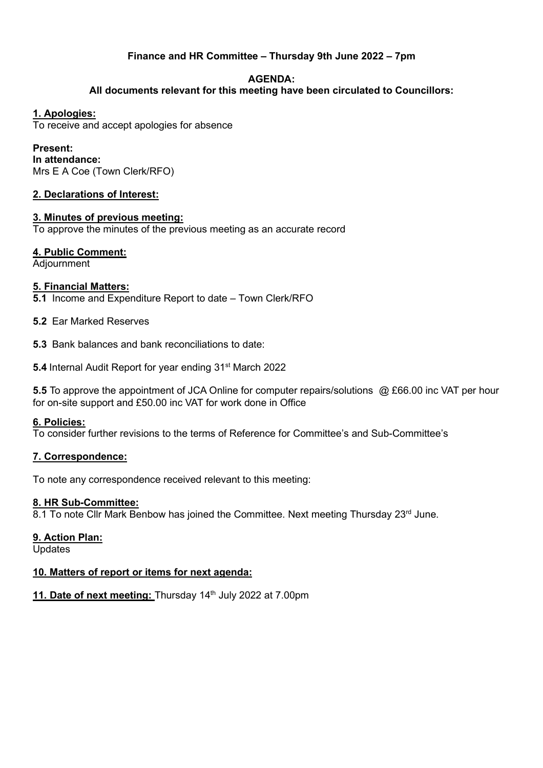**Finance and HR Committee – Thursday 9th June 2022 – 7pm**

**AGENDA:**

**All documents relevant for this meeting have been circulated to Councillors:**

**1. Apologies:**

To receive and accept apologies for absence

**Present:**

**In attendance:**

Mrs E A Coe (Town Clerk/RFO)

**2. Declarations of Interest:**

**3. Minutes of previous meeting:**

To approve the minutes of the previous meeting as an accurate record

**4. Public Comment:**

Adjournment

**5. Financial Matters:**

**5.1** Income and Expenditure Report to date – Town Clerk/RFO

**5.2** Ear Marked Reserves

**5.3** Bank balances and bank reconciliations to date:

**5.4** Internal Audit Report for year ending 31st March 2022

**5.5** To approve the appointment of JCA Online for computer repairs/solutions @ £66.00 inc VAT per hour for on-site support and £50.00 inc VAT for work done in Office

**6. Policies:**

To consider further revisions to the terms of Reference for Committee's and Sub-Committee's

**7. Correspondence:**

To note any correspondence received relevant to this meeting:

**8. HR Sub-Committee:**

8.1 To note Cllr Mark Benbow has joined the Committee. Next meeting Thursday 23rd June.

**9. Action Plan:**

Updates

**10. Matters of report or items for next agenda:**

**11. Date of next meeting:** Thursday 14th July 2022 at 7.00pm